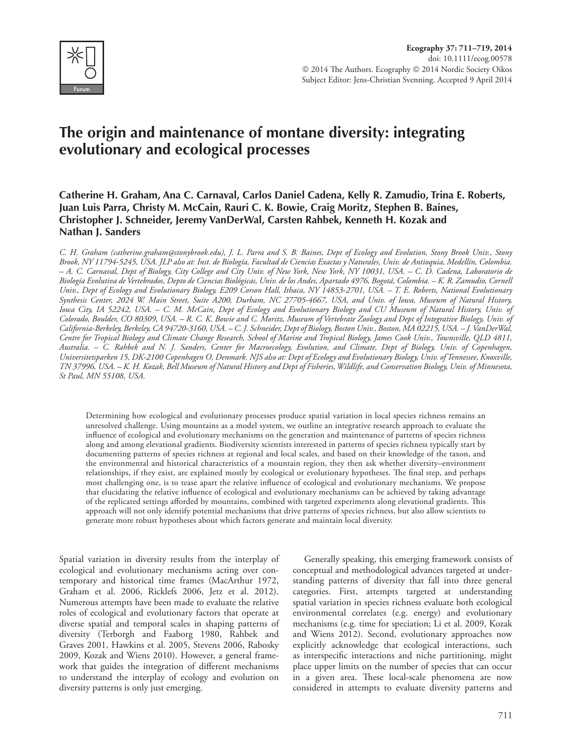# The origin and maintenance of montane diversity: integrating evolutionary and ecological processes

**Catherine H. Graham, Ana C. Carnaval, Carlos Daniel Cadena, Kelly R. Zamudio, Trina E. Roberts, Juan Luis Parra, Christy M. McCain, Rauri C. K. Bowie, Craig Moritz, Stephen B. Baines, Christopher J. Schneider, Jeremy VanDerWal, Carsten Rahbek, Kenneth H. Kozak and Nathan J. Sanders**

*C. H. Graham (catherine.graham@stonybrook.edu), J. L. Parra and S. B. Baines, Dept of Ecology and Evolution, Stony Brook Univ., Stony Brook, NY 11794-5245, USA. JLP also at: Inst. de Biología, Facultad de Ciencias Exactas y Naturales, Univ. de Antioquia, Medellín, Colombia. – A. C. Carnaval, Dept of Biology, City College and City Univ. of New York, New York, NY 10031, USA. – C. D. Cadena, Laboratorio de Biología Evolutiva de Vertebrados, Depto de Ciencias Biológicas, Univ. de los Andes, Apartado 4976, Bogotá, Colombia. – K. R. Zamudio, Cornell Univ., Dept of Ecology and Evolutionary Biology, E209 Corson Hall, Ithaca, NY 14853-2701, USA. – T. E. Roberts, National Evolutionary Synthesis Center, 2024 W. Main Street, Suite A200, Durham, NC 27705-4667, USA, and Univ. of Iowa, Museum of Natural History, Iowa City, IA 52242, USA. – C. M. McCain, Dept of Ecology and Evolutionary Biology and CU Museum of Natural History, Univ. of Colorado, Boulder, CO 80309, USA. – R. C. K. Bowie and C. Moritz, Museum of Vertebrate Zoology and Dept of Integrative Biology, Univ. of California-Berkeley, Berkeley, CA 94720-3160, USA. – C. J. Schneider, Dept of Biology, Boston Univ., Boston, MA 02215, USA. – J. VanDerWal, Centre for Tropical Biology and Climate Change Research, School of Marine and Tropical Biology, James Cook Univ., Townsville, QLD 4811, Australia. – C. Rahbek and N. J. Sanders, Center for Macroecology, Evolution, and Climate, Dept of Biology, Univ. of Copenhagen, Universitetsparken 15, DK-2100 Copenhagen O, Denmark. NJS also at: Dept of Ecology and Evolutionary Biology, Univ. of Tennessee, Knoxville, TN 37996, USA. – K. H. Kozak, Bell Museum of Natural History and Dept of Fisheries, Wildlife, and Conservation Biology, Univ. of Minnesota, St Paul, MN 55108, USA.*

Determining how ecological and evolutionary processes produce spatial variation in local species richness remains an unresolved challenge. Using mountains as a model system, we outline an integrative research approach to evaluate the influence of ecological and evolutionary mechanisms on the generation and maintenance of patterns of species richness along and among elevational gradients. Biodiversity scientists interested in patterns of species richness typically start by documenting patterns of species richness at regional and local scales, and based on their knowledge of the taxon, and the environmental and historical characteristics of a mountain region, they then ask whether diversity–environment relationships, if they exist, are explained mostly by ecological or evolutionary hypotheses. The final step, and perhaps most challenging one, is to tease apart the relative influence of ecological and evolutionary mechanisms. We propose that elucidating the relative influence of ecological and evolutionary mechanisms can be achieved by taking advantage of the replicated settings afforded by mountains, combined with targeted experiments along elevational gradients. This approach will not only identify potential mechanisms that drive patterns of species richness, but also allow scientists to generate more robust hypotheses about which factors generate and maintain local diversity.

Spatial variation in diversity results from the interplay of ecological and evolutionary mechanisms acting over contemporary and historical time frames (MacArthur 1972, Graham et al. 2006, Ricklefs 2006, Jetz et al. 2012). Numerous attempts have been made to evaluate the relative roles of ecological and evolutionary factors that operate at diverse spatial and temporal scales in shaping patterns of diversity (Terborgh and Faaborg 1980, Rahbek and Graves 2001, Hawkins et al. 2005, Stevens 2006, Rabosky 2009, Kozak and Wiens 2010). However, a general framework that guides the integration of different mechanisms to understand the interplay of ecology and evolution on diversity patterns is only just emerging.

Generally speaking, this emerging framework consists of conceptual and methodological advances targeted at understanding patterns of diversity that fall into three general categories. First, attempts targeted at understanding spatial variation in species richness evaluate both ecological environmental correlates (e.g. energy) and evolutionary mechanisms (e.g. time for speciation; Li et al. 2009, Kozak and Wiens 2012). Second, evolutionary approaches now explicitly acknowledge that ecological interactions, such as interspecific interactions and niche partitioning, might place upper limits on the number of species that can occur in a given area. These local-scale phenomena are now considered in attempts to evaluate diversity patterns and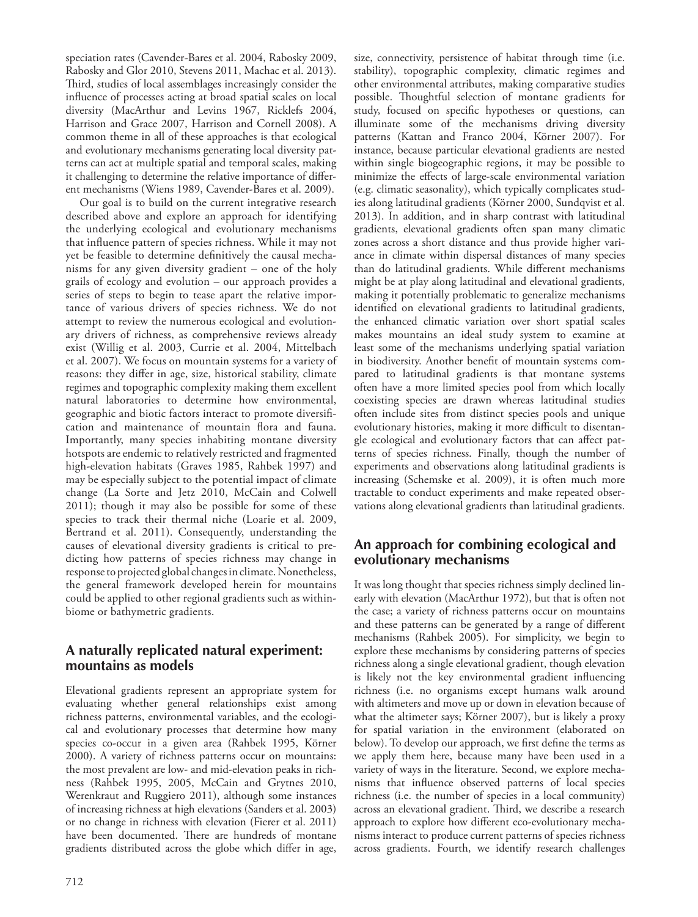speciation rates (Cavender-Bares et al. 2004, Rabosky 2009, Rabosky and Glor 2010, Stevens 2011, Machac et al. 2013). Third, studies of local assemblages increasingly consider the influence of processes acting at broad spatial scales on local diversity (MacArthur and Levins 1967, Ricklefs 2004, Harrison and Grace 2007, Harrison and Cornell 2008). A common theme in all of these approaches is that ecological and evolutionary mechanisms generating local diversity patterns can act at multiple spatial and temporal scales, making it challenging to determine the relative importance of different mechanisms (Wiens 1989, Cavender-Bares et al. 2009).

Our goal is to build on the current integrative research described above and explore an approach for identifying the underlying ecological and evolutionary mechanisms that influence pattern of species richness. While it may not yet be feasible to determine definitively the causal mechanisms for any given diversity gradient – one of the holy grails of ecology and evolution – our approach provides a series of steps to begin to tease apart the relative importance of various drivers of species richness. We do not attempt to review the numerous ecological and evolutionary drivers of richness, as comprehensive reviews already exist (Willig et al. 2003, Currie et al. 2004, Mittelbach et al. 2007). We focus on mountain systems for a variety of reasons: they differ in age, size, historical stability, climate regimes and topographic complexity making them excellent natural laboratories to determine how environmental, geographic and biotic factors interact to promote diversification and maintenance of mountain flora and fauna. Importantly, many species inhabiting montane diversity hotspots are endemic to relatively restricted and fragmented high-elevation habitats (Graves 1985, Rahbek 1997) and may be especially subject to the potential impact of climate change (La Sorte and Jetz 2010, McCain and Colwell 2011); though it may also be possible for some of these species to track their thermal niche (Loarie et al. 2009, Bertrand et al. 2011). Consequently, understanding the causes of elevational diversity gradients is critical to predicting how patterns of species richness may change in response to projected global changes in climate. Nonetheless, the general framework developed herein for mountains could be applied to other regional gradients such as within-biome or bathymetric gradients.

## A naturally replicated natural experiment: mountains as models

Elevational gradients represent an appropriate system for evaluating whether general relationships exist among richness patterns, environmental variables, and the ecological and evolutionary processes that determine how many species co-occur in a given area (Rahbek 1995, Körner 2000). A variety of richness patterns occur on mountains: the most prevalent are low- and mid-elevation peaks in richness (Rahbek 1995, 2005, McCain and Grytnes 2010, Werenkraut and Ruggiero 2011), although some instances of increasing richness at high elevations (Sanders et al. 2003) or no change in richness with elevation (Fierer et al. 2011) have been documented. There are hundreds of montane gradients distributed across the globe which differ in age, size, connectivity, persistence of habitat through time (i.e. stability), topographic complexity, climatic regimes and other environmental attributes, making comparative studies possible. Thoughtful selection of montane gradients for study, focused on specific hypotheses or questions, can illuminate some of the mechanisms driving diversity patterns (Kattan and Franco 2004, Körner 2007). For instance, because particular elevational gradients are nested within single biogeographic regions, it may be possible to minimize the effects of large-scale environmental variation (e.g. climatic seasonality), which typically complicates studies along latitudinal gradients (Körner 2000, Sundqvist et al. 2013). In addition, and in sharp contrast with latitudinal gradients, elevational gradients often span many climatic zones across a short distance and thus provide higher variance in climate within dispersal distances of many species than do latitudinal gradients. While different mechanisms might be at play along latitudinal and elevational gradients, making it potentially problematic to generalize mechanisms identified on elevational gradients to latitudinal gradients, the enhanced climatic variation over short spatial scales makes mountains an ideal study system to examine at least some of the mechanisms underlying spatial variation in biodiversity. Another benefit of mountain systems compared to latitudinal gradients is that montane systems often have a more limited species pool from which locally coexisting species are drawn whereas latitudinal studies often include sites from distinct species pools and unique evolutionary histories, making it more difficult to disentangle ecological and evolutionary factors that can affect patterns of species richness. Finally, though the number of experiments and observations along latitudinal gradients is increasing (Schemske et al. 2009), it is often much more tractable to conduct experiments and make repeated observations along elevational gradients than latitudinal gradients.

## An approach for combining ecological and evolutionary mechanisms

It was long thought that species richness simply declined linearly with elevation (MacArthur 1972), but that is often not the case; a variety of richness patterns occur on mountains and these patterns can be generated by a range of different mechanisms (Rahbek 2005). For simplicity, we begin to explore these mechanisms by considering patterns of species richness along a single elevational gradient, though elevation is likely not the key environmental gradient influencing richness (i.e. no organisms except humans walk around with altimeters and move up or down in elevation because of what the altimeter says; Körner 2007), but is likely a proxy for spatial variation in the environment (elaborated on below). To develop our approach, we first define the terms as we apply them here, because many have been used in a variety of ways in the literature. Second, we explore mechanisms that influence observed patterns of local species richness (i.e. the number of species in a local community) across an elevational gradient. Third, we describe a research approach to explore how different eco-evolutionary mechanisms interact to produce current patterns of species richness across gradients. Fourth, we identify research challenges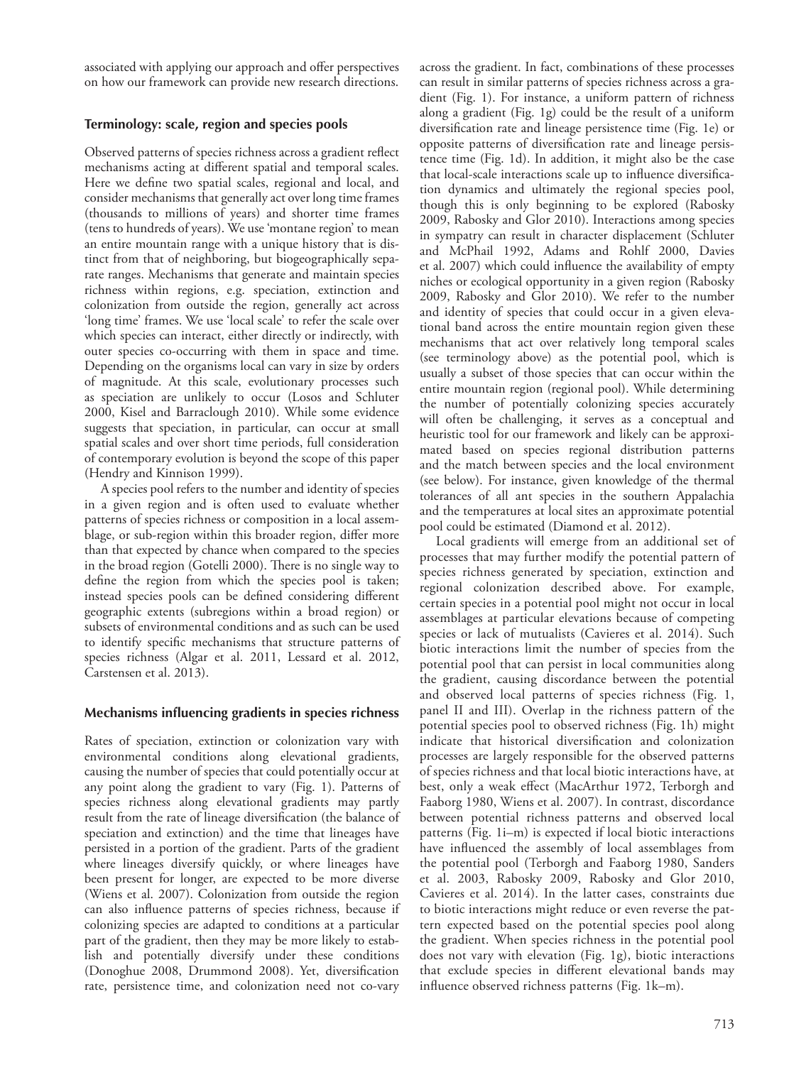associated with applying our approach and offer perspectives on how our framework can provide new research directions.

## Terminology: scale, region and species pools

Observed patterns of species richness across a gradient reflect mechanisms acting at different spatial and temporal scales. Here we define two spatial scales, regional and local, and consider mechanisms that generally act over long time frames (thousands to millions of years) and shorter time frames (tens to hundreds of years). We use 'montane region' to mean an entire mountain range with a unique history that is distinct from that of neighboring, but biogeographically separate ranges. Mechanisms that generate and maintain species richness within regions, e.g. speciation, extinction and colonization from outside the region, generally act across 'long time' frames. We use 'local scale' to refer the scale over which species can interact, either directly or indirectly, with outer species co-occurring with them in space and time. Depending on the organisms local can vary in size by orders of magnitude. At this scale, evolutionary processes such as speciation are unlikely to occur (Losos and Schluter 2000, Kisel and Barraclough 2010). While some evidence suggests that speciation, in particular, can occur at small spatial scales and over short time periods, full consideration of contemporary evolution is beyond the scope of this paper (Hendry and Kinnison 1999).

A species pool refers to the number and identity of species in a given region and is often used to evaluate whether patterns of species richness or composition in a local assemblage, or sub-region within this broader region, differ more than that expected by chance when compared to the species in the broad region (Gotelli 2000). There is no single way to define the region from which the species pool is taken; instead species pools can be defined considering different geographic extents (subregions within a broad region) or subsets of environmental conditions and as such can be used to identify specific mechanisms that structure patterns of species richness (Algar et al. 2011, Lessard et al. 2012, Carstensen et al. 2013).

## Mechanisms influencing gradients in species richness

Rates of speciation, extinction or colonization vary with environmental conditions along elevational gradients, causing the number of species that could potentially occur at any point along the gradient to vary (Fig. 1). Patterns of species richness along elevational gradients may partly result from the rate of lineage diversification (the balance of speciation and extinction) and the time that lineages have persisted in a portion of the gradient. Parts of the gradient where lineages diversify quickly, or where lineages have been present for longer, are expected to be more diverse (Wiens et al. 2007). Colonization from outside the region can also influence patterns of species richness, because if colonizing species are adapted to conditions at a particular part of the gradient, then they may be more likely to establish and potentially diversify under these conditions (Donoghue 2008, Drummond 2008). Yet, diversification rate, persistence time, and colonization need not co-vary across the gradient. In fact, combinations of these processes can result in similar patterns of species richness across a gradient (Fig. 1). For instance, a uniform pattern of richness along a gradient (Fig. 1g) could be the result of a uniform diversification rate and lineage persistence time (Fig. 1e) or opposite patterns of diversification rate and lineage persistence time (Fig. 1d). In addition, it might also be the case that local-scale interactions scale up to influence diversification dynamics and ultimately the regional species pool, though this is only beginning to be explored (Rabosky 2009, Rabosky and Glor 2010). Interactions among species in sympatry can result in character displacement (Schluter and McPhail 1992, Adams and Rohlf 2000, Davies et al. 2007) which could influence the availability of empty niches or ecological opportunity in a given region (Rabosky 2009, Rabosky and Glor 2010). We refer to the number and identity of species that could occur in a given elevational band across the entire mountain region given these mechanisms that act over relatively long temporal scales (see terminology above) as the potential pool, which is usually a subset of those species that can occur within the entire mountain region (regional pool). While determining the number of potentially colonizing species accurately will often be challenging, it serves as a conceptual and heuristic tool for our framework and likely can be approximated based on species regional distribution patterns and the match between species and the local environment (see below). For instance, given knowledge of the thermal tolerances of all ant species in the southern Appalachia and the temperatures at local sites an approximate potential pool could be estimated (Diamond et al. 2012).

Local gradients will emerge from an additional set of processes that may further modify the potential pattern of species richness generated by speciation, extinction and regional colonization described above. For example, certain species in a potential pool might not occur in local assemblages at particular elevations because of competing species or lack of mutualists (Cavieres et al. 2014). Such biotic interactions limit the number of species from the potential pool that can persist in local communities along the gradient, causing discordance between the potential and observed local patterns of species richness (Fig. 1, panel II and III). Overlap in the richness pattern of the potential species pool to observed richness (Fig. 1h) might indicate that historical diversification and colonization processes are largely responsible for the observed patterns of species richness and that local biotic interactions have, at best, only a weak effect (MacArthur 1972, Terborgh and Faaborg 1980, Wiens et al. 2007). In contrast, discordance between potential richness patterns and observed local patterns (Fig. 1i–m) is expected if local biotic interactions have influenced the assembly of local assemblages from the potential pool (Terborgh and Faaborg 1980, Sanders et al. 2003, Rabosky 2009, Rabosky and Glor 2010, Cavieres et al. 2014). In the latter cases, constraints due to biotic interactions might reduce or even reverse the pattern expected based on the potential species pool along the gradient. When species richness in the potential pool does not vary with elevation (Fig. 1g), biotic interactions that exclude species in different elevational bands may influence observed richness patterns (Fig. 1k–m).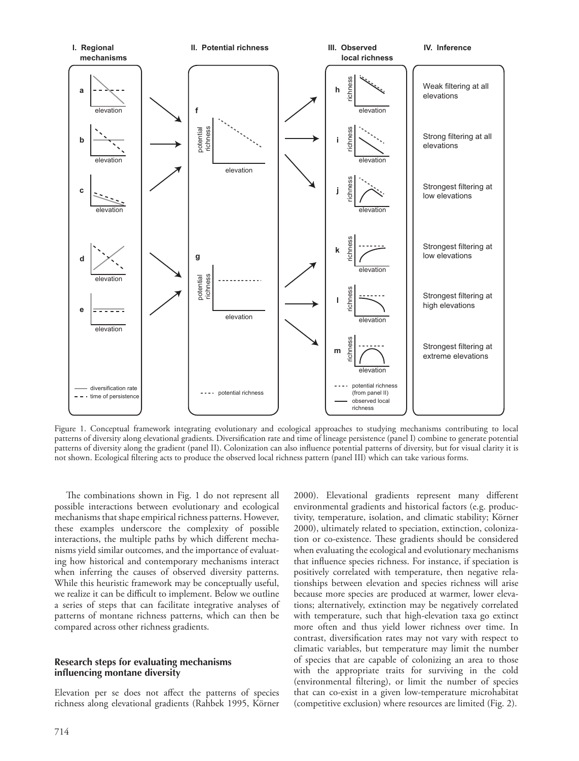I. Regional mechanisms

II. Potential richness

III. Observed local richness

IV. Inference

a
elevation

b
elevation

c
elevation

d
elevation

e
elevation

diversification rate
time of persistence

f
potential richness
elevation

g
potential richness
elevation

potential richness

h
richness
elevation

i
richness
elevation

j
richness
elevation

k
richness
elevation

l
richness
elevation

m
richness
elevation

potential richness (from panel II)
observed local richness

Weak filtering at all elevations

Strong filtering at all elevations

Strongest filtering at low elevations

Strongest filtering at low elevations

Strongest filtering at high elevations

Strongest filtering at extreme elevations

Figure 1. Conceptual framework integrating evolutionary and ecological approaches to studying mechanisms contributing to local patterns of diversity along elevational gradients. Diversification rate and time of lineage persistence (panel I) combine to generate potential patterns of diversity along the gradient (panel II). Colonization can also influence potential patterns of diversity, but for visual clarity it is not shown. Ecological filtering acts to produce the observed local richness pattern (panel III) which can take various forms.

The combinations shown in Fig. 1 do not represent all possible interactions between evolutionary and ecological mechanisms that shape empirical richness patterns. However, these examples underscore the complexity of possible interactions, the multiple paths by which different mechanisms yield similar outcomes, and the importance of evaluating how historical and contemporary mechanisms interact when inferring the causes of observed diversity patterns. While this heuristic framework may be conceptually useful, we realize it can be difficult to implement. Below we outline a series of steps that can facilitate integrative analyses of patterns of montane richness patterns, which can then be compared across other richness gradients.

## Research steps for evaluating mechanisms influencing montane diversity

Elevation per se does not affect the patterns of species richness along elevational gradients (Rahbek 1995, Körner 2000). Elevational gradients represent many different environmental gradients and historical factors (e.g. productivity, temperature, isolation, and climatic stability; Körner 2000), ultimately related to speciation, extinction, colonization or co-existence. These gradients should be considered when evaluating the ecological and evolutionary mechanisms that influence species richness. For instance, if speciation is positively correlated with temperature, then negative relationships between elevation and species richness will arise because more species are produced at warmer, lower elevations; alternatively, extinction may be negatively correlated with temperature, such that high-elevation taxa go extinct more often and thus yield lower richness over time. In contrast, diversification rates may not vary with respect to climatic variables, but temperature may limit the number of species that are capable of colonizing an area to those with the appropriate traits for surviving in the cold (environmental filtering), or limit the number of species that can co-exist in a given low-temperature microhabitat (competitive exclusion) where resources are limited (Fig. 2).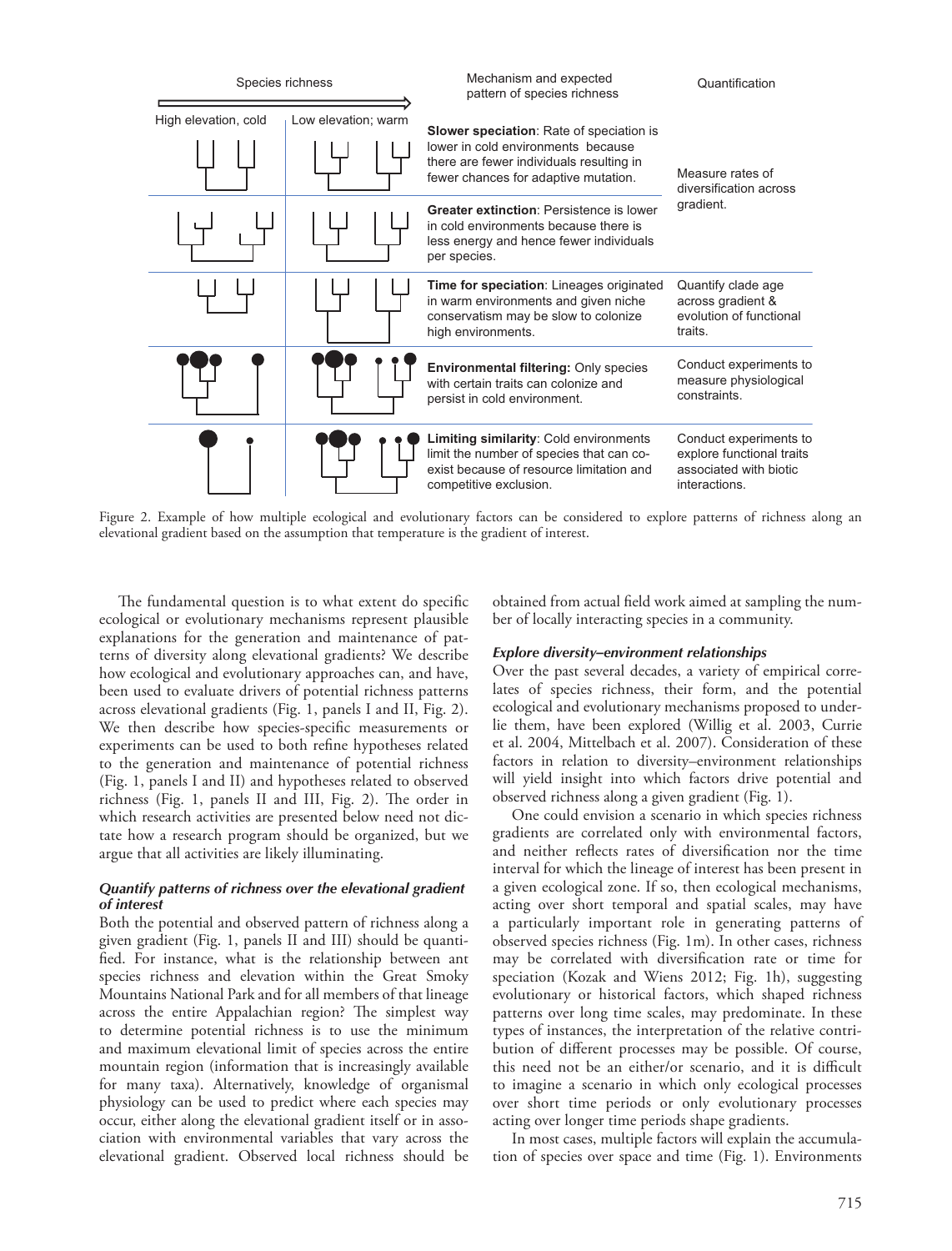| Mechanism and expected pattern of species richness | Quantification |
|---|---|
| **Slower speciation**: Rate of speciation is lower in cold environments because there are fewer individuals resulting in fewer chances for adaptive mutation. | Measure rates of diversification across gradient. |
| **Greater extinction**: Persistence is lower in cold environments because there is less energy and hence fewer individuals per species. | |
| **Time for speciation**: Lineages originated in warm environments and given niche conservatism may be slow to colonize high environments. | Quantify clade age across gradient & evolution of functional traits. |
| **Environmental filtering:** Only species with certain traits can colonize and persist in cold environment. | Conduct experiments to measure physiological constraints. |
| **Limiting similarity**: Cold environments limit the number of species that can co-exist because of resource limitation and competitive exclusion. | Conduct experiments to explore functional traits associated with biotic interactions. |

Figure 2. Example of how multiple ecological and evolutionary factors can be considered to explore patterns of richness along an elevational gradient based on the assumption that temperature is the gradient of interest.

The fundamental question is to what extent do specific ecological or evolutionary mechanisms represent plausible explanations for the generation and maintenance of patterns of diversity along elevational gradients? We describe how ecological and evolutionary approaches can, and have, been used to evaluate drivers of potential richness patterns across elevational gradients (Fig. 1, panels I and II, Fig. 2). We then describe how species-specific measurements or experiments can be used to both refine hypotheses related to the generation and maintenance of potential richness (Fig. 1, panels I and II) and hypotheses related to observed richness (Fig. 1, panels II and III, Fig. 2). The order in which research activities are presented below need not dictate how a research program should be organized, but we argue that all activities are likely illuminating.

#### *Quantify patterns of richness over the elevational gradient of interest*

Both the potential and observed pattern of richness along a given gradient (Fig. 1, panels II and III) should be quantified. For instance, what is the relationship between ant species richness and elevation within the Great Smoky Mountains National Park and for all members of that lineage across the entire Appalachian region? The simplest way to determine potential richness is to use the minimum and maximum elevational limit of species across the entire mountain region (information that is increasingly available for many taxa). Alternatively, knowledge of organismal physiology can be used to predict where each species may occur, either along the elevational gradient itself or in association with environmental variables that vary across the elevational gradient. Observed local richness should be obtained from actual field work aimed at sampling the number of locally interacting species in a community.

#### *Explore diversity–environment relationships*

Over the past several decades, a variety of empirical correlates of species richness, their form, and the potential ecological and evolutionary mechanisms proposed to underlie them, have been explored (Willig et al. 2003, Currie et al. 2004, Mittelbach et al. 2007). Consideration of these factors in relation to diversity–environment relationships will yield insight into which factors drive potential and observed richness along a given gradient (Fig. 1).

One could envision a scenario in which species richness gradients are correlated only with environmental factors, and neither reflects rates of diversification nor the time interval for which the lineage of interest has been present in a given ecological zone. If so, then ecological mechanisms, acting over short temporal and spatial scales, may have a particularly important role in generating patterns of observed species richness (Fig. 1m). In other cases, richness may be correlated with diversification rate or time for speciation (Kozak and Wiens 2012; Fig. 1h), suggesting evolutionary or historical factors, which shaped richness patterns over long time scales, may predominate. In these types of instances, the interpretation of the relative contribution of different processes may be possible. Of course, this need not be an either/or scenario, and it is difficult to imagine a scenario in which only ecological processes over short time periods or only evolutionary processes acting over longer time periods shape gradients.

In most cases, multiple factors will explain the accumulation of species over space and time (Fig. 1). Environments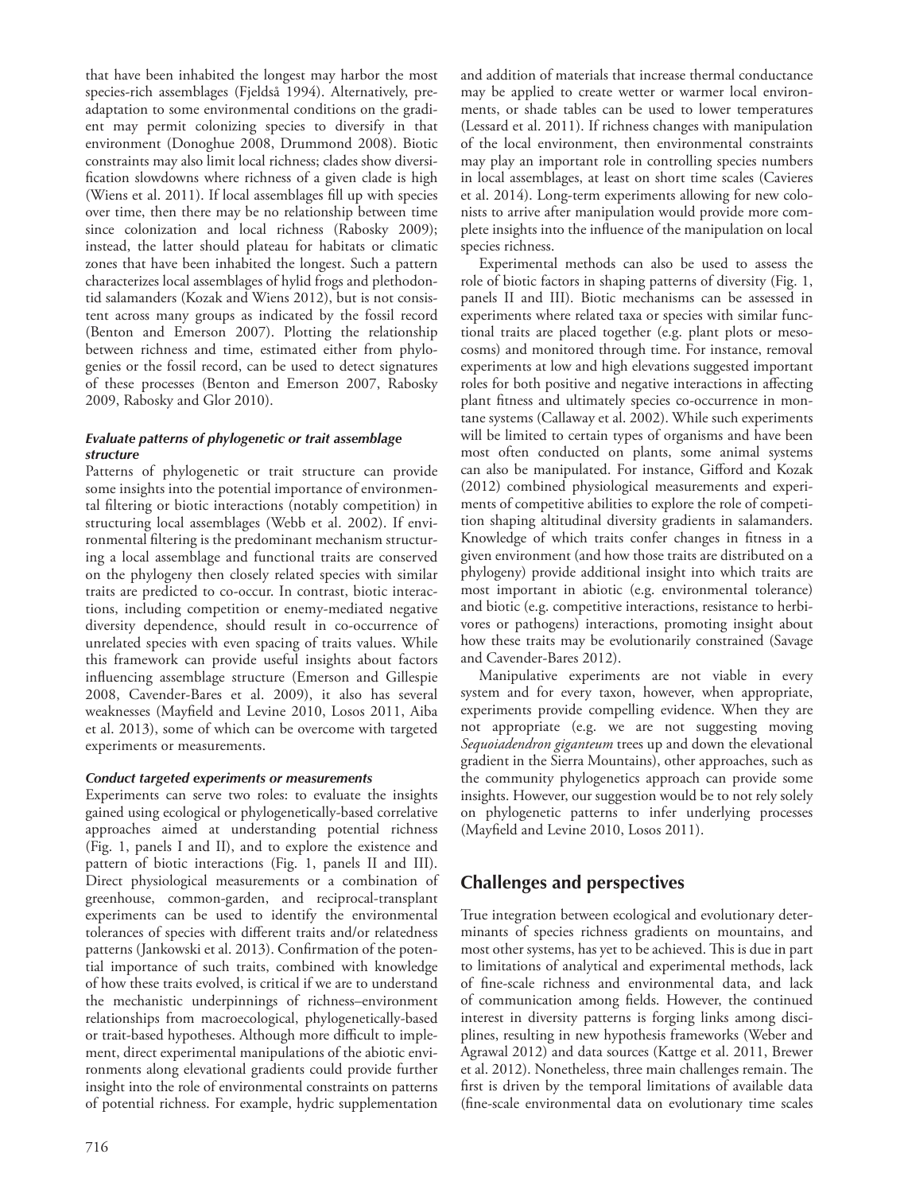that have been inhabited the longest may harbor the most species-rich assemblages (Fjeldså 1994). Alternatively, pre-adaptation to some environmental conditions on the gradient may permit colonizing species to diversify in that environment (Donoghue 2008, Drummond 2008). Biotic constraints may also limit local richness; clades show diversification slowdowns where richness of a given clade is high (Wiens et al. 2011). If local assemblages fill up with species over time, then there may be no relationship between time since colonization and local richness (Rabosky 2009); instead, the latter should plateau for habitats or climatic zones that have been inhabited the longest. Such a pattern characterizes local assemblages of hylid frogs and plethodontid salamanders (Kozak and Wiens 2012), but is not consistent across many groups as indicated by the fossil record (Benton and Emerson 2007). Plotting the relationship between richness and time, estimated either from phylogenies or the fossil record, can be used to detect signatures of these processes (Benton and Emerson 2007, Rabosky 2009, Rabosky and Glor 2010).

#### *Evaluate patterns of phylogenetic or trait assemblage structure*

Patterns of phylogenetic or trait structure can provide some insights into the potential importance of environmental filtering or biotic interactions (notably competition) in structuring local assemblages (Webb et al. 2002). If environmental filtering is the predominant mechanism structuring a local assemblage and functional traits are conserved on the phylogeny then closely related species with similar traits are predicted to co-occur. In contrast, biotic interactions, including competition or enemy-mediated negative diversity dependence, should result in co-occurrence of unrelated species with even spacing of traits values. While this framework can provide useful insights about factors influencing assemblage structure (Emerson and Gillespie 2008, Cavender-Bares et al. 2009), it also has several weaknesses (Mayfield and Levine 2010, Losos 2011, Aiba et al. 2013), some of which can be overcome with targeted experiments or measurements.

#### *Conduct targeted experiments or measurements*

Experiments can serve two roles: to evaluate the insights gained using ecological or phylogenetically-based correlative approaches aimed at understanding potential richness (Fig. 1, panels I and II), and to explore the existence and pattern of biotic interactions (Fig. 1, panels II and III). Direct physiological measurements or a combination of greenhouse, common-garden, and reciprocal-transplant experiments can be used to identify the environmental tolerances of species with different traits and/or relatedness patterns (Jankowski et al. 2013). Confirmation of the potential importance of such traits, combined with knowledge of how these traits evolved, is critical if we are to understand the mechanistic underpinnings of richness–environment relationships from macroecological, phylogenetically-based or trait-based hypotheses. Although more difficult to implement, direct experimental manipulations of the abiotic environments along elevational gradients could provide further insight into the role of environmental constraints on patterns of potential richness. For example, hydric supplementation and addition of materials that increase thermal conductance may be applied to create wetter or warmer local environments, or shade tables can be used to lower temperatures (Lessard et al. 2011). If richness changes with manipulation of the local environment, then environmental constraints may play an important role in controlling species numbers in local assemblages, at least on short time scales (Cavieres et al. 2014). Long-term experiments allowing for new colonists to arrive after manipulation would provide more complete insights into the influence of the manipulation on local species richness.

Experimental methods can also be used to assess the role of biotic factors in shaping patterns of diversity (Fig. 1, panels II and III). Biotic mechanisms can be assessed in experiments where related taxa or species with similar functional traits are placed together (e.g. plant plots or mesocosms) and monitored through time. For instance, removal experiments at low and high elevations suggested important roles for both positive and negative interactions in affecting plant fitness and ultimately species co-occurrence in montane systems (Callaway et al. 2002). While such experiments will be limited to certain types of organisms and have been most often conducted on plants, some animal systems can also be manipulated. For instance, Gifford and Kozak (2012) combined physiological measurements and experiments of competitive abilities to explore the role of competition shaping altitudinal diversity gradients in salamanders. Knowledge of which traits confer changes in fitness in a given environment (and how those traits are distributed on a phylogeny) provide additional insight into which traits are most important in abiotic (e.g. environmental tolerance) and biotic (e.g. competitive interactions, resistance to herbivores or pathogens) interactions, promoting insight about how these traits may be evolutionarily constrained (Savage and Cavender-Bares 2012).

Manipulative experiments are not viable in every system and for every taxon, however, when appropriate, experiments provide compelling evidence. When they are not appropriate (e.g. we are not suggesting moving *Sequoiadendron giganteum* trees up and down the elevational gradient in the Sierra Mountains), other approaches, such as the community phylogenetics approach can provide some insights. However, our suggestion would be to not rely solely on phylogenetic patterns to infer underlying processes (Mayfield and Levine 2010, Losos 2011).

## Challenges and perspectives

True integration between ecological and evolutionary determinants of species richness gradients on mountains, and most other systems, has yet to be achieved. This is due in part to limitations of analytical and experimental methods, lack of fine-scale richness and environmental data, and lack of communication among fields. However, the continued interest in diversity patterns is forging links among disciplines, resulting in new hypothesis frameworks (Weber and Agrawal 2012) and data sources (Kattge et al. 2011, Brewer et al. 2012). Nonetheless, three main challenges remain. The first is driven by the temporal limitations of available data (fine-scale environmental data on evolutionary time scales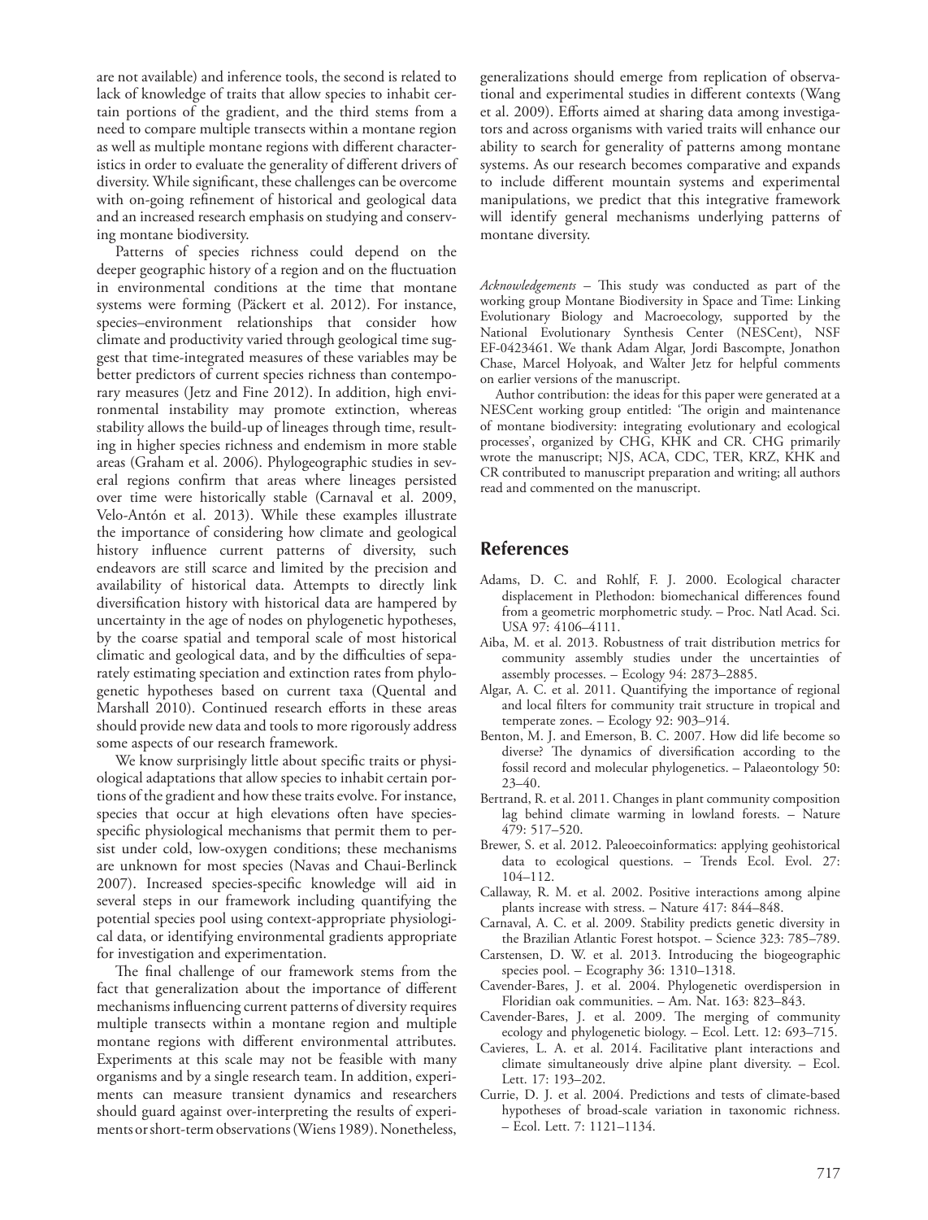are not available) and inference tools, the second is related to lack of knowledge of traits that allow species to inhabit certain portions of the gradient, and the third stems from a need to compare multiple transects within a montane region as well as multiple montane regions with different characteristics in order to evaluate the generality of different drivers of diversity. While significant, these challenges can be overcome with on-going refinement of historical and geological data and an increased research emphasis on studying and conserving montane biodiversity.

Patterns of species richness could depend on the deeper geographic history of a region and on the fluctuation in environmental conditions at the time that montane systems were forming (Päckert et al. 2012). For instance, species–environment relationships that consider how climate and productivity varied through geological time suggest that time-integrated measures of these variables may be better predictors of current species richness than contemporary measures (Jetz and Fine 2012). In addition, high environmental instability may promote extinction, whereas stability allows the build-up of lineages through time, resulting in higher species richness and endemism in more stable areas (Graham et al. 2006). Phylogeographic studies in several regions confirm that areas where lineages persisted over time were historically stable (Carnaval et al. 2009, Velo-Antón et al. 2013). While these examples illustrate the importance of considering how climate and geological history influence current patterns of diversity, such endeavors are still scarce and limited by the precision and availability of historical data. Attempts to directly link diversification history with historical data are hampered by uncertainty in the age of nodes on phylogenetic hypotheses, by the coarse spatial and temporal scale of most historical climatic and geological data, and by the difficulties of separately estimating speciation and extinction rates from phylogenetic hypotheses based on current taxa (Quental and Marshall 2010). Continued research efforts in these areas should provide new data and tools to more rigorously address some aspects of our research framework.

We know surprisingly little about specific traits or physiological adaptations that allow species to inhabit certain portions of the gradient and how these traits evolve. For instance, species that occur at high elevations often have species-specific physiological mechanisms that permit them to persist under cold, low-oxygen conditions; these mechanisms are unknown for most species (Navas and Chaui-Berlinck 2007). Increased species-specific knowledge will aid in several steps in our framework including quantifying the potential species pool using context-appropriate physiological data, or identifying environmental gradients appropriate for investigation and experimentation.

The final challenge of our framework stems from the fact that generalization about the importance of different mechanisms influencing current patterns of diversity requires multiple transects within a montane region and multiple montane regions with different environmental attributes. Experiments at this scale may not be feasible with many organisms and by a single research team. In addition, experiments can measure transient dynamics and researchers should guard against over-interpreting the results of experiments or short-term observations (Wiens 1989). Nonetheless, generalizations should emerge from replication of observational and experimental studies in different contexts (Wang et al. 2009). Efforts aimed at sharing data among investigators and across organisms with varied traits will enhance our ability to search for generality of patterns among montane systems. As our research becomes comparative and expands to include different mountain systems and experimental manipulations, we predict that this integrative framework will identify general mechanisms underlying patterns of montane diversity.

*Acknowledgements* – This study was conducted as part of the working group Montane Biodiversity in Space and Time: Linking Evolutionary Biology and Macroecology, supported by the National Evolutionary Synthesis Center (NESCent), NSF EF-0423461. We thank Adam Algar, Jordi Bascompte, Jonathon Chase, Marcel Holyoak, and Walter Jetz for helpful comments on earlier versions of the manuscript.

Author contribution: the ideas for this paper were generated at a NESCent working group entitled: 'The origin and maintenance of montane biodiversity: integrating evolutionary and ecological processes', organized by CHG, KHK and CR. CHG primarily wrote the manuscript; NJS, ACA, CDC, TER, KRZ, KHK and CR contributed to manuscript preparation and writing; all authors read and commented on the manuscript.

## References

Adams, D. C. and Rohlf, F. J. 2000. Ecological character displacement in Plethodon: biomechanical differences found from a geometric morphometric study. – Proc. Natl Acad. Sci. USA 97: 4106–4111.

Aiba, M. et al. 2013. Robustness of trait distribution metrics for community assembly studies under the uncertainties of assembly processes. – Ecology 94: 2873–2885.

Algar, A. C. et al. 2011. Quantifying the importance of regional and local filters for community trait structure in tropical and temperate zones. – Ecology 92: 903–914.

Benton, M. J. and Emerson, B. C. 2007. How did life become so diverse? The dynamics of diversification according to the fossil record and molecular phylogenetics. – Palaeontology 50: 23–40.

Bertrand, R. et al. 2011. Changes in plant community composition lag behind climate warming in lowland forests. – Nature 479: 517–520.

Brewer, S. et al. 2012. Paleoecoinformatics: applying geohistorical data to ecological questions. – Trends Ecol. Evol. 27: 104–112.

Callaway, R. M. et al. 2002. Positive interactions among alpine plants increase with stress. – Nature 417: 844–848.

Carnaval, A. C. et al. 2009. Stability predicts genetic diversity in the Brazilian Atlantic Forest hotspot. – Science 323: 785–789.

Carstensen, D. W. et al. 2013. Introducing the biogeographic species pool. – Ecography 36: 1310–1318.

Cavender-Bares, J. et al. 2004. Phylogenetic overdispersion in Floridian oak communities. – Am. Nat. 163: 823–843.

Cavender-Bares, J. et al. 2009. The merging of community ecology and phylogenetic biology. – Ecol. Lett. 12: 693–715.

Cavieres, L. A. et al. 2014. Facilitative plant interactions and climate simultaneously drive alpine plant diversity. – Ecol. Lett. 17: 193–202.

Currie, D. J. et al. 2004. Predictions and tests of climate-based hypotheses of broad-scale variation in taxonomic richness. – Ecol. Lett. 7: 1121–1134.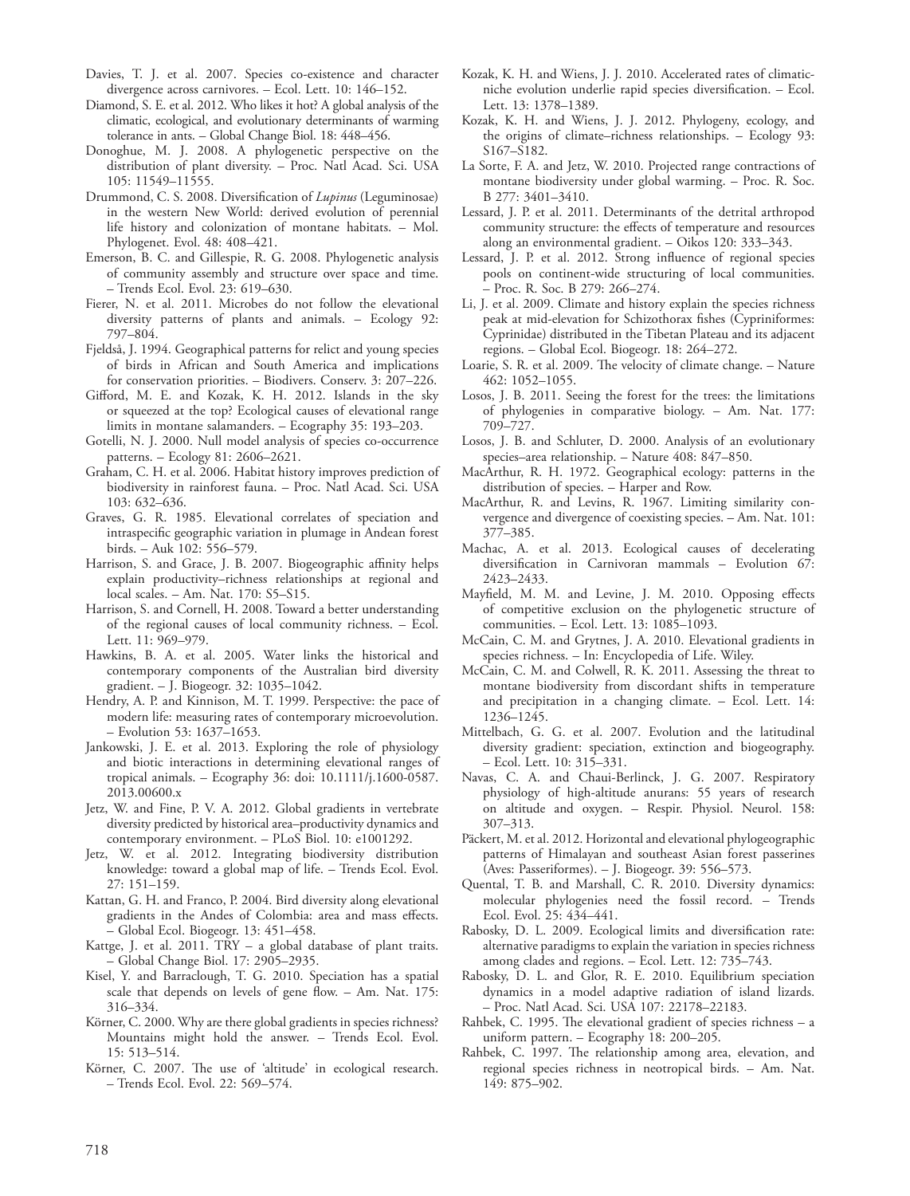Davies, T. J. et al. 2007. Species co-existence and character divergence across carnivores. – Ecol. Lett. 10: 146–152.

Diamond, S. E. et al. 2012. Who likes it hot? A global analysis of the climatic, ecological, and evolutionary determinants of warming tolerance in ants. – Global Change Biol. 18: 448–456.

Donoghue, M. J. 2008. A phylogenetic perspective on the distribution of plant diversity. – Proc. Natl Acad. Sci. USA 105: 11549–11555.

Drummond, C. S. 2008. Diversification of *Lupinus* (Leguminosae) in the western New World: derived evolution of perennial life history and colonization of montane habitats. – Mol. Phylogenet. Evol. 48: 408–421.

Emerson, B. C. and Gillespie, R. G. 2008. Phylogenetic analysis of community assembly and structure over space and time. – Trends Ecol. Evol. 23: 619–630.

Fierer, N. et al. 2011. Microbes do not follow the elevational diversity patterns of plants and animals. – Ecology 92: 797–804.

Fjeldså, J. 1994. Geographical patterns for relict and young species of birds in African and South America and implications for conservation priorities. – Biodivers. Conserv. 3: 207–226.

Gifford, M. E. and Kozak, K. H. 2012. Islands in the sky or squeezed at the top? Ecological causes of elevational range limits in montane salamanders. – Ecography 35: 193–203.

Gotelli, N. J. 2000. Null model analysis of species co-occurrence patterns. – Ecology 81: 2606–2621.

Graham, C. H. et al. 2006. Habitat history improves prediction of biodiversity in rainforest fauna. – Proc. Natl Acad. Sci. USA 103: 632–636.

Graves, G. R. 1985. Elevational correlates of speciation and intraspecific geographic variation in plumage in Andean forest birds. – Auk 102: 556–579.

Harrison, S. and Grace, J. B. 2007. Biogeographic affinity helps explain productivity–richness relationships at regional and local scales. – Am. Nat. 170: S5–S15.

Harrison, S. and Cornell, H. 2008. Toward a better understanding of the regional causes of local community richness. – Ecol. Lett. 11: 969–979.

Hawkins, B. A. et al. 2005. Water links the historical and contemporary components of the Australian bird diversity gradient. – J. Biogeogr. 32: 1035–1042.

Hendry, A. P. and Kinnison, M. T. 1999. Perspective: the pace of modern life: measuring rates of contemporary microevolution. – Evolution 53: 1637–1653.

Jankowski, J. E. et al. 2013. Exploring the role of physiology and biotic interactions in determining elevational ranges of tropical animals. – Ecography 36: doi: 10.1111/j.1600-0587.2013.00600.x

Jetz, W. and Fine, P. V. A. 2012. Global gradients in vertebrate diversity predicted by historical area–productivity dynamics and contemporary environment. – PLoS Biol. 10: e1001292.

Jetz, W. et al. 2012. Integrating biodiversity distribution knowledge: toward a global map of life. – Trends Ecol. Evol. 27: 151–159.

Kattan, G. H. and Franco, P. 2004. Bird diversity along elevational gradients in the Andes of Colombia: area and mass effects. – Global Ecol. Biogeogr. 13: 451–458.

Kattge, J. et al. 2011. TRY – a global database of plant traits. – Global Change Biol. 17: 2905–2935.

Kisel, Y. and Barraclough, T. G. 2010. Speciation has a spatial scale that depends on levels of gene flow. – Am. Nat. 175: 316–334.

Körner, C. 2000. Why are there global gradients in species richness? Mountains might hold the answer. – Trends Ecol. Evol. 15: 513–514.

Körner, C. 2007. The use of 'altitude' in ecological research. – Trends Ecol. Evol. 22: 569–574.

Kozak, K. H. and Wiens, J. J. 2010. Accelerated rates of climatic-niche evolution underlie rapid species diversification. – Ecol. Lett. 13: 1378–1389.

Kozak, K. H. and Wiens, J. J. 2012. Phylogeny, ecology, and the origins of climate–richness relationships. – Ecology 93: S167–S182.

La Sorte, F. A. and Jetz, W. 2010. Projected range contractions of montane biodiversity under global warming. – Proc. R. Soc. B 277: 3401–3410.

Lessard, J. P. et al. 2011. Determinants of the detrital arthropod community structure: the effects of temperature and resources along an environmental gradient. – Oikos 120: 333–343.

Lessard, J. P. et al. 2012. Strong influence of regional species pools on continent-wide structuring of local communities. – Proc. R. Soc. B 279: 266–274.

Li, J. et al. 2009. Climate and history explain the species richness peak at mid-elevation for Schizothorax fishes (Cypriniformes: Cyprinidae) distributed in the Tibetan Plateau and its adjacent regions. – Global Ecol. Biogeogr. 18: 264–272.

Loarie, S. R. et al. 2009. The velocity of climate change. – Nature 462: 1052–1055.

Losos, J. B. 2011. Seeing the forest for the trees: the limitations of phylogenies in comparative biology. – Am. Nat. 177: 709–727.

Losos, J. B. and Schluter, D. 2000. Analysis of an evolutionary species–area relationship. – Nature 408: 847–850.

MacArthur, R. H. 1972. Geographical ecology: patterns in the distribution of species. – Harper and Row.

MacArthur, R. and Levins, R. 1967. Limiting similarity convergence and divergence of coexisting species. – Am. Nat. 101: 377–385.

Machac, A. et al. 2013. Ecological causes of decelerating diversification in Carnivoran mammals – Evolution 67: 2423–2433.

Mayfield, M. M. and Levine, J. M. 2010. Opposing effects of competitive exclusion on the phylogenetic structure of communities. – Ecol. Lett. 13: 1085–1093.

McCain, C. M. and Grytnes, J. A. 2010. Elevational gradients in species richness. – In: Encyclopedia of Life. Wiley.

McCain, C. M. and Colwell, R. K. 2011. Assessing the threat to montane biodiversity from discordant shifts in temperature and precipitation in a changing climate. – Ecol. Lett. 14: 1236–1245.

Mittelbach, G. G. et al. 2007. Evolution and the latitudinal diversity gradient: speciation, extinction and biogeography. – Ecol. Lett. 10: 315–331.

Navas, C. A. and Chaui-Berlinck, J. G. 2007. Respiratory physiology of high-altitude anurans: 55 years of research on altitude and oxygen. – Respir. Physiol. Neurol. 158: 307–313.

Päckert, M. et al. 2012. Horizontal and elevational phylogeographic patterns of Himalayan and southeast Asian forest passerines (Aves: Passeriformes). – J. Biogeogr. 39: 556–573.

Quental, T. B. and Marshall, C. R. 2010. Diversity dynamics: molecular phylogenies need the fossil record. – Trends Ecol. Evol. 25: 434–441.

Rabosky, D. L. 2009. Ecological limits and diversification rate: alternative paradigms to explain the variation in species richness among clades and regions. – Ecol. Lett. 12: 735–743.

Rabosky, D. L. and Glor, R. E. 2010. Equilibrium speciation dynamics in a model adaptive radiation of island lizards. – Proc. Natl Acad. Sci. USA 107: 22178–22183.

Rahbek, C. 1995. The elevational gradient of species richness – a uniform pattern. – Ecography 18: 200–205.

Rahbek, C. 1997. The relationship among area, elevation, and regional species richness in neotropical birds. – Am. Nat. 149: 875–902.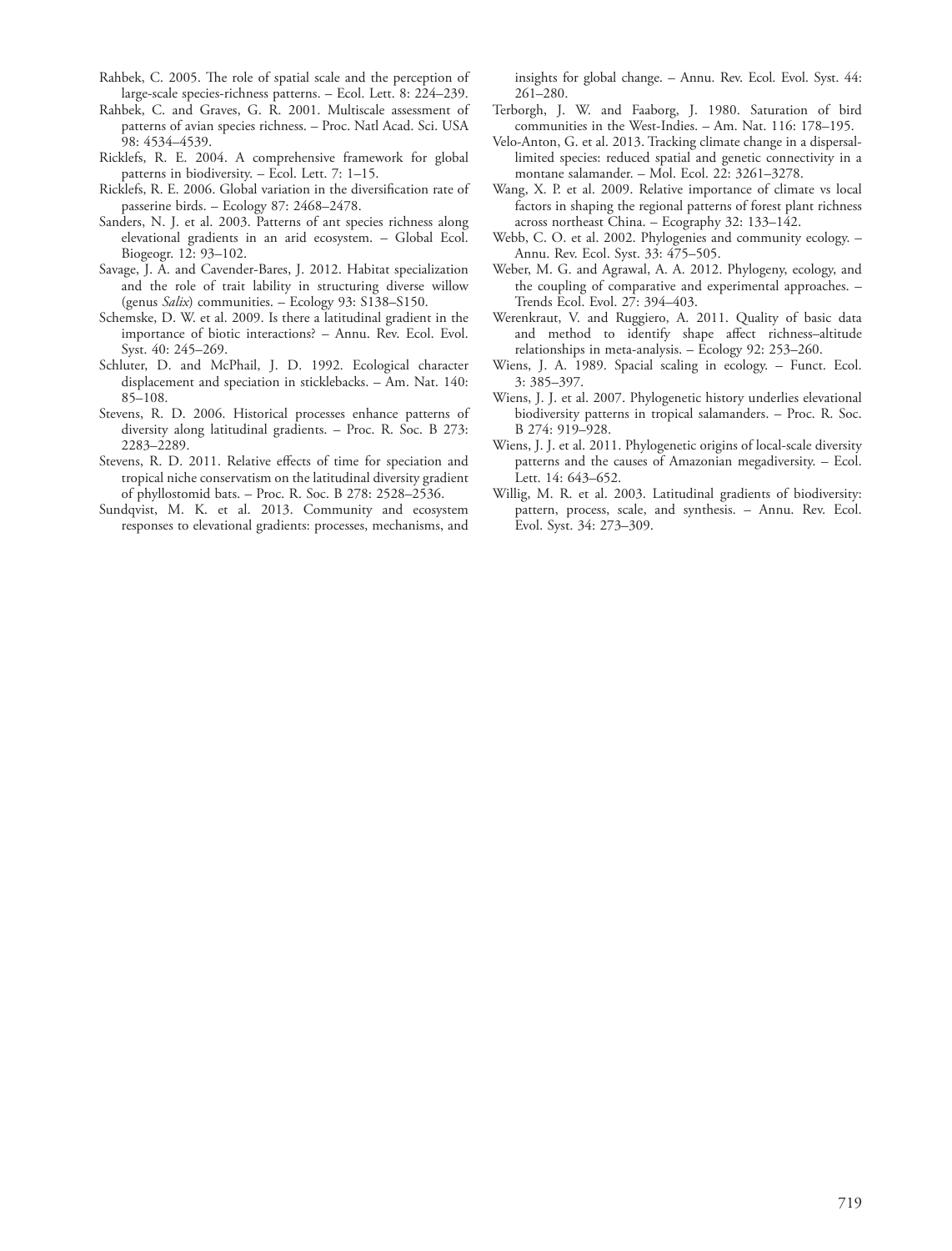Rahbek, C. 2005. The role of spatial scale and the perception of large-scale species-richness patterns. – Ecol. Lett. 8: 224–239.

Rahbek, C. and Graves, G. R. 2001. Multiscale assessment of patterns of avian species richness. – Proc. Natl Acad. Sci. USA 98: 4534–4539.

Ricklefs, R. E. 2004. A comprehensive framework for global patterns in biodiversity. – Ecol. Lett. 7: 1–15.

Ricklefs, R. E. 2006. Global variation in the diversification rate of passerine birds. – Ecology 87: 2468–2478.

Sanders, N. J. et al. 2003. Patterns of ant species richness along elevational gradients in an arid ecosystem. – Global Ecol. Biogeogr. 12: 93–102.

Savage, J. A. and Cavender-Bares, J. 2012. Habitat specialization and the role of trait lability in structuring diverse willow (genus *Salix*) communities. – Ecology 93: S138–S150.

Schemske, D. W. et al. 2009. Is there a latitudinal gradient in the importance of biotic interactions? – Annu. Rev. Ecol. Evol. Syst. 40: 245–269.

Schluter, D. and McPhail, J. D. 1992. Ecological character displacement and speciation in sticklebacks. – Am. Nat. 140: 85–108.

Stevens, R. D. 2006. Historical processes enhance patterns of diversity along latitudinal gradients. – Proc. R. Soc. B 273: 2283–2289.

Stevens, R. D. 2011. Relative effects of time for speciation and tropical niche conservatism on the latitudinal diversity gradient of phyllostomid bats. – Proc. R. Soc. B 278: 2528–2536.

Sundqvist, M. K. et al. 2013. Community and ecosystem responses to elevational gradients: processes, mechanisms, and insights for global change. – Annu. Rev. Ecol. Evol. Syst. 44: 261–280.

Terborgh, J. W. and Faaborg, J. 1980. Saturation of bird communities in the West-Indies. – Am. Nat. 116: 178–195.

Velo-Anton, G. et al. 2013. Tracking climate change in a dispersal-limited species: reduced spatial and genetic connectivity in a montane salamander. – Mol. Ecol. 22: 3261–3278.

Wang, X. P. et al. 2009. Relative importance of climate vs local factors in shaping the regional patterns of forest plant richness across northeast China. – Ecography 32: 133–142.

Webb, C. O. et al. 2002. Phylogenies and community ecology. – Annu. Rev. Ecol. Syst. 33: 475–505.

Weber, M. G. and Agrawal, A. A. 2012. Phylogeny, ecology, and the coupling of comparative and experimental approaches. – Trends Ecol. Evol. 27: 394–403.

Werenkraut, V. and Ruggiero, A. 2011. Quality of basic data and method to identify shape affect richness–altitude relationships in meta-analysis. – Ecology 92: 253–260.

Wiens, J. A. 1989. Spacial scaling in ecology. – Funct. Ecol. 3: 385–397.

Wiens, J. J. et al. 2007. Phylogenetic history underlies elevational biodiversity patterns in tropical salamanders. – Proc. R. Soc. B 274: 919–928.

Wiens, J. J. et al. 2011. Phylogenetic origins of local-scale diversity patterns and the causes of Amazonian megadiversity. – Ecol. Lett. 14: 643–652.

Willig, M. R. et al. 2003. Latitudinal gradients of biodiversity: pattern, process, scale, and synthesis. – Annu. Rev. Ecol. Evol. Syst. 34: 273–309.